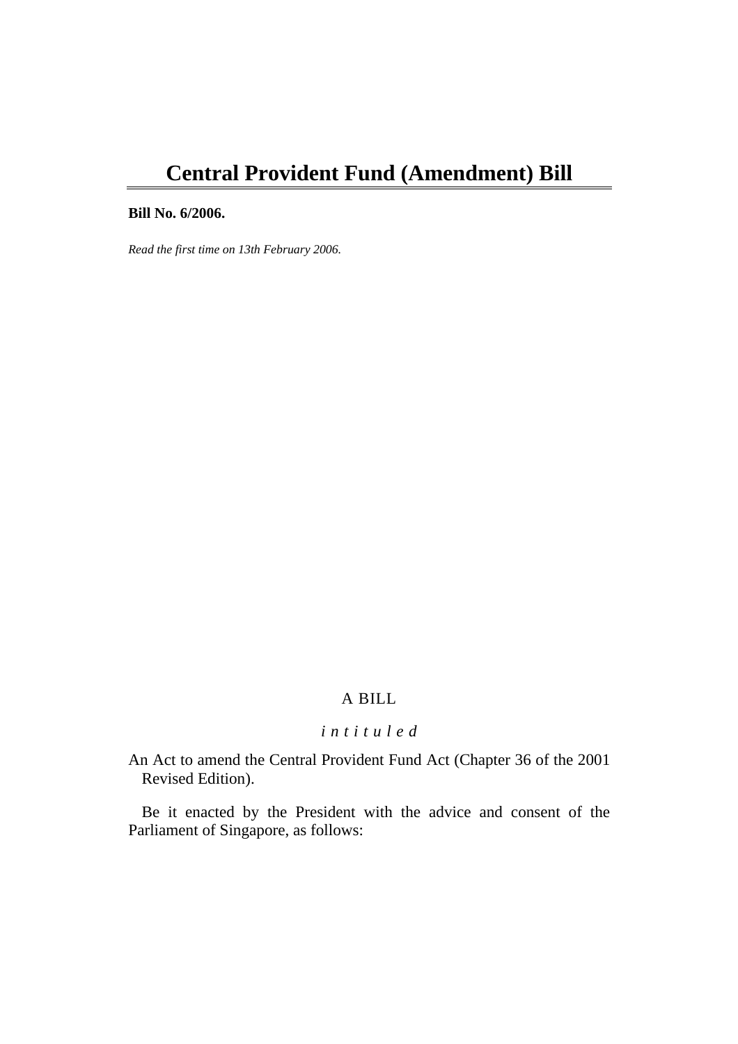# Central Provident Fund (Amendment) Bill

**Bill No. 6/2006.**

*Read the first time on 13th February 2006.*

A BILL

*intituled*

An Act to amend the Central Provident Fund Act (Chapter 36 of the 2001 Revised Edition).

Be it enacted by the President with the advice and consent of the Parliament of Singapore, as follows: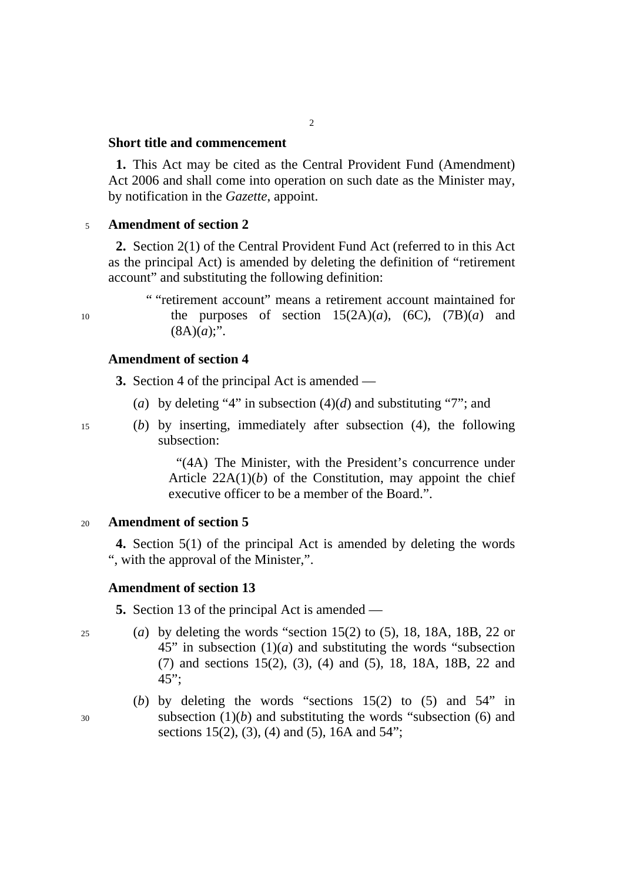**Short title and commencement**

**1.** This Act may be cited as the Central Provident Fund (Amendment) Act 2006 and shall come into operation on such date as the Minister may, by notification in the *Gazette*, appoint.

**Amendment of section 2**

**2.** Section 2(1) of the Central Provident Fund Act (referred to in this Act as the principal Act) is amended by deleting the definition of "retirement account" and substituting the following definition:

> " "retirement account" means a retirement account maintained for the purposes of section 15(2A)(*a*), (6C), (7B)(*a*) and (8A)(*a*);".

**Amendment of section 4**

**3.** Section 4 of the principal Act is amended —

(*a*) by deleting "4" in subsection (4)(*d*) and substituting "7"; and

(*b*) by inserting, immediately after subsection (4), the following subsection:

> "(4A) The Minister, with the President's concurrence under Article 22A(1)(*b*) of the Constitution, may appoint the chief executive officer to be a member of the Board.".

**Amendment of section 5**

**4.** Section 5(1) of the principal Act is amended by deleting the words ", with the approval of the Minister,".

**Amendment of section 13**

**5.** Section 13 of the principal Act is amended —

(*a*) by deleting the words "section 15(2) to (5), 18, 18A, 18B, 22 or 45" in subsection (1)(*a*) and substituting the words "subsection (7) and sections 15(2), (3), (4) and (5), 18, 18A, 18B, 22 and 45";

(*b*) by deleting the words "sections 15(2) to (5) and 54" in subsection (1)(*b*) and substituting the words "subsection (6) and sections 15(2), (3), (4) and (5), 16A and 54";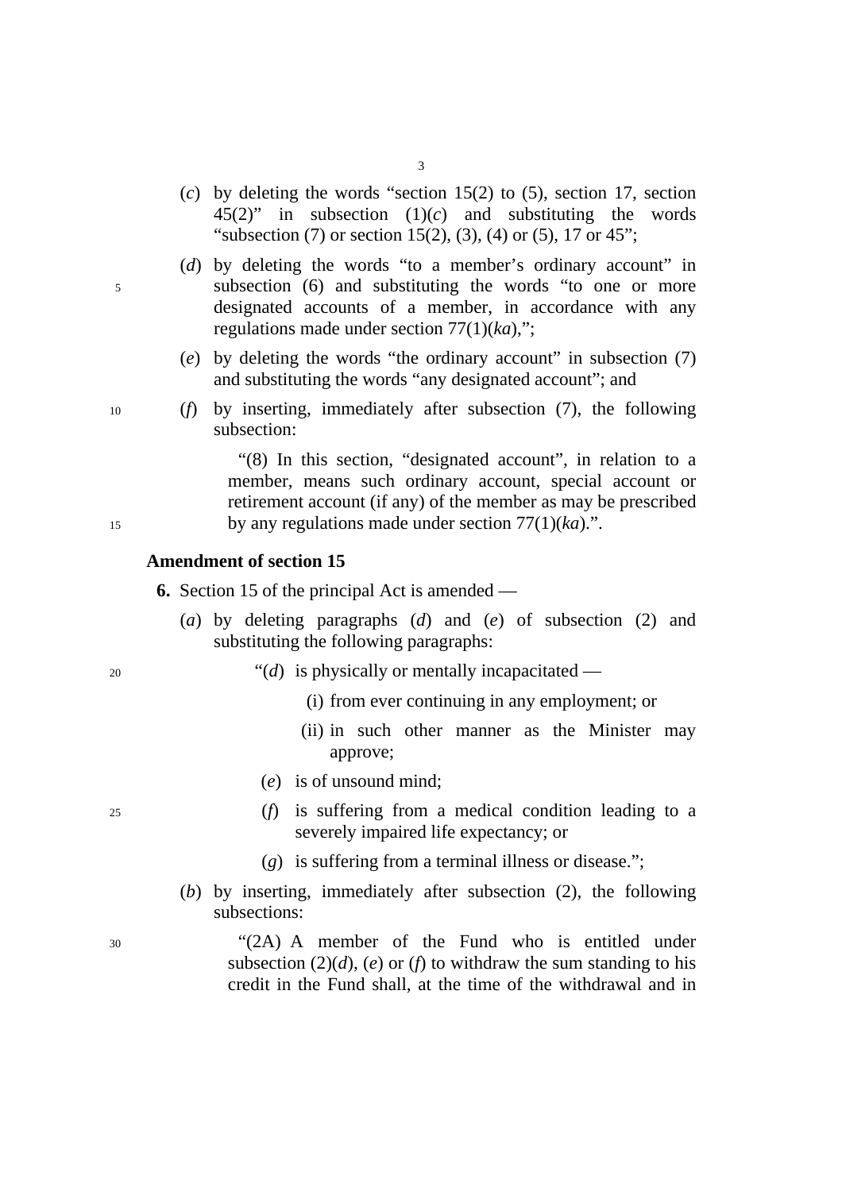(*c*) by deleting the words "section 15(2) to (5), section 17, section 45(2)" in subsection (1)(*c*) and substituting the words "subsection (7) or section 15(2), (3), (4) or (5), 17 or 45";

(*d*) by deleting the words "to a member's ordinary account" in subsection (6) and substituting the words "to one or more designated accounts of a member, in accordance with any regulations made under section 77(1)(*ka*),";

(*e*) by deleting the words "the ordinary account" in subsection (7) and substituting the words "any designated account"; and

(*f*) by inserting, immediately after subsection (7), the following subsection:

"(8) In this section, "designated account", in relation to a member, means such ordinary account, special account or retirement account (if any) of the member as may be prescribed by any regulations made under section 77(1)(*ka*).".

**Amendment of section 15**

**6.** Section 15 of the principal Act is amended —

(*a*) by deleting paragraphs (*d*) and (*e*) of subsection (2) and substituting the following paragraphs:

"(*d*) is physically or mentally incapacitated —

(i) from ever continuing in any employment; or

(ii) in such other manner as the Minister may approve;

(*e*) is of unsound mind;

(*f*) is suffering from a medical condition leading to a severely impaired life expectancy; or

(*g*) is suffering from a terminal illness or disease.";

(*b*) by inserting, immediately after subsection (2), the following subsections:

"(2A) A member of the Fund who is entitled under subsection (2)(*d*), (*e*) or (*f*) to withdraw the sum standing to his credit in the Fund shall, at the time of the withdrawal and in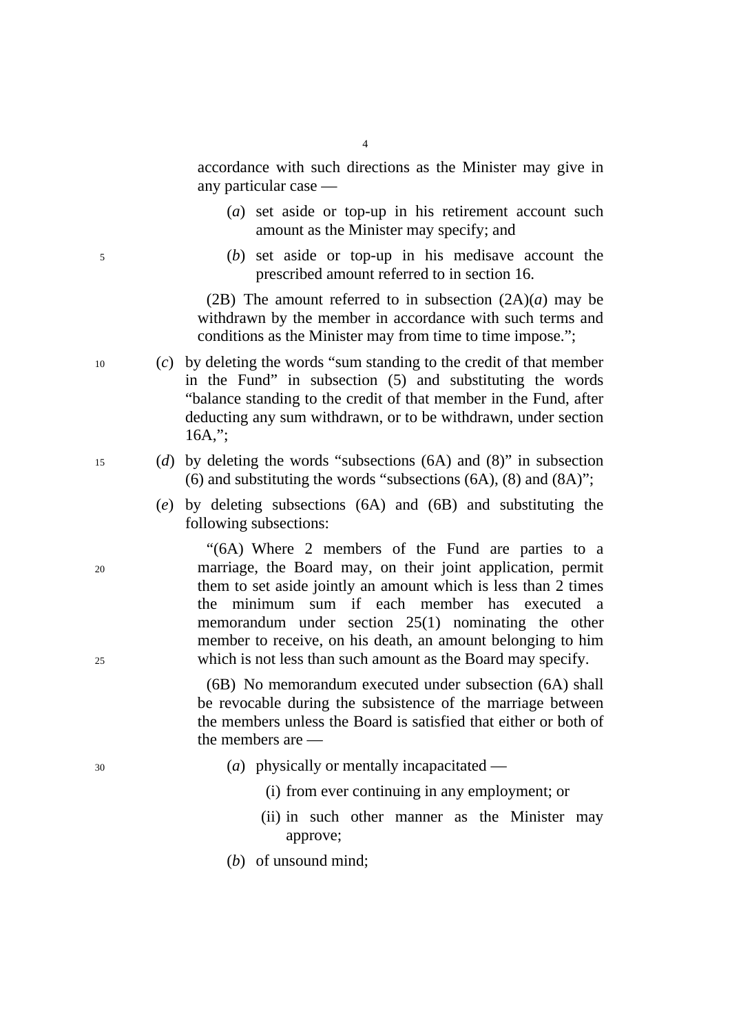accordance with such directions as the Minister may give in any particular case —

(*a*) set aside or top-up in his retirement account such amount as the Minister may specify; and

(*b*) set aside or top-up in his medisave account the prescribed amount referred to in section 16.

(2B) The amount referred to in subsection (2A)(*a*) may be withdrawn by the member in accordance with such terms and conditions as the Minister may from time to time impose.";

(*c*) by deleting the words "sum standing to the credit of that member in the Fund" in subsection (5) and substituting the words "balance standing to the credit of that member in the Fund, after deducting any sum withdrawn, or to be withdrawn, under section 16A,";

(*d*) by deleting the words "subsections (6A) and (8)" in subsection (6) and substituting the words "subsections (6A), (8) and (8A)";

(*e*) by deleting subsections (6A) and (6B) and substituting the following subsections:

"(6A) Where 2 members of the Fund are parties to a marriage, the Board may, on their joint application, permit them to set aside jointly an amount which is less than 2 times the minimum sum if each member has executed a memorandum under section 25(1) nominating the other member to receive, on his death, an amount belonging to him which is not less than such amount as the Board may specify.

(6B) No memorandum executed under subsection (6A) shall be revocable during the subsistence of the marriage between the members unless the Board is satisfied that either or both of the members are —

(*a*) physically or mentally incapacitated —

(i) from ever continuing in any employment; or

(ii) in such other manner as the Minister may approve;

(*b*) of unsound mind;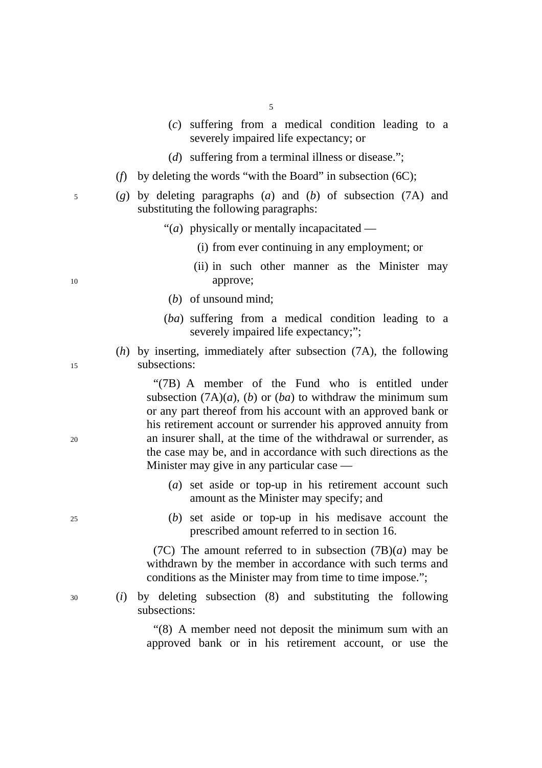(*c*) suffering from a medical condition leading to a severely impaired life expectancy; or

(*d*) suffering from a terminal illness or disease.";

(*f*) by deleting the words "with the Board" in subsection (6C);

(*g*) by deleting paragraphs (*a*) and (*b*) of subsection (7A) and substituting the following paragraphs:

"(*a*) physically or mentally incapacitated —

(i) from ever continuing in any employment; or

(ii) in such other manner as the Minister may approve;

(*b*) of unsound mind;

(*ba*) suffering from a medical condition leading to a severely impaired life expectancy;";

(*h*) by inserting, immediately after subsection (7A), the following subsections:

"(7B) A member of the Fund who is entitled under subsection (7A)(*a*), (*b*) or (*ba*) to withdraw the minimum sum or any part thereof from his account with an approved bank or his retirement account or surrender his approved annuity from an insurer shall, at the time of the withdrawal or surrender, as the case may be, and in accordance with such directions as the Minister may give in any particular case —

(*a*) set aside or top-up in his retirement account such amount as the Minister may specify; and

(*b*) set aside or top-up in his medisave account the prescribed amount referred to in section 16.

(7C) The amount referred to in subsection (7B)(*a*) may be withdrawn by the member in accordance with such terms and conditions as the Minister may from time to time impose.";

(*i*) by deleting subsection (8) and substituting the following subsections:

"(8) A member need not deposit the minimum sum with an approved bank or in his retirement account, or use the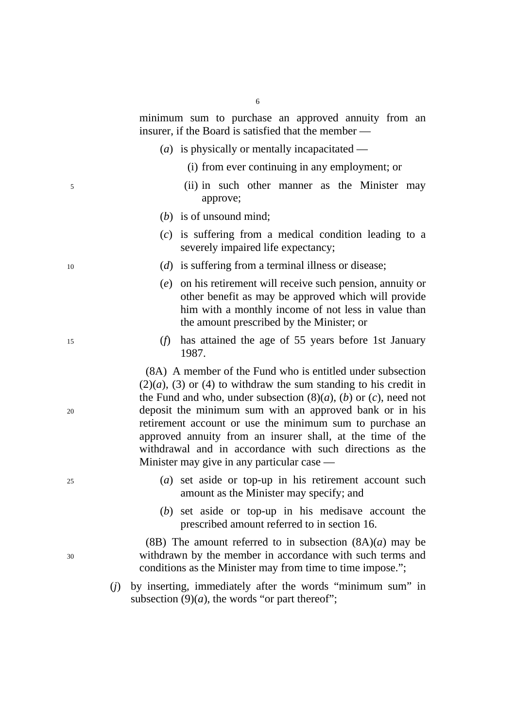minimum sum to purchase an approved annuity from an insurer, if the Board is satisfied that the member —

(*a*) is physically or mentally incapacitated —

(i) from ever continuing in any employment; or

(ii) in such other manner as the Minister may approve;

(*b*) is of unsound mind;

(*c*) is suffering from a medical condition leading to a severely impaired life expectancy;

(*d*) is suffering from a terminal illness or disease;

(*e*) on his retirement will receive such pension, annuity or other benefit as may be approved which will provide him with a monthly income of not less in value than the amount prescribed by the Minister; or

(*f*) has attained the age of 55 years before 1st January 1987.

(8A) A member of the Fund who is entitled under subsection (2)(*a*), (3) or (4) to withdraw the sum standing to his credit in the Fund and who, under subsection (8)(*a*), (*b*) or (*c*), need not deposit the minimum sum with an approved bank or in his retirement account or use the minimum sum to purchase an approved annuity from an insurer shall, at the time of the withdrawal and in accordance with such directions as the Minister may give in any particular case —

(*a*) set aside or top-up in his retirement account such amount as the Minister may specify; and

(*b*) set aside or top-up in his medisave account the prescribed amount referred to in section 16.

(8B) The amount referred to in subsection (8A)(*a*) may be withdrawn by the member in accordance with such terms and conditions as the Minister may from time to time impose.";

(*j*) by inserting, immediately after the words "minimum sum" in subsection (9)(*a*), the words "or part thereof";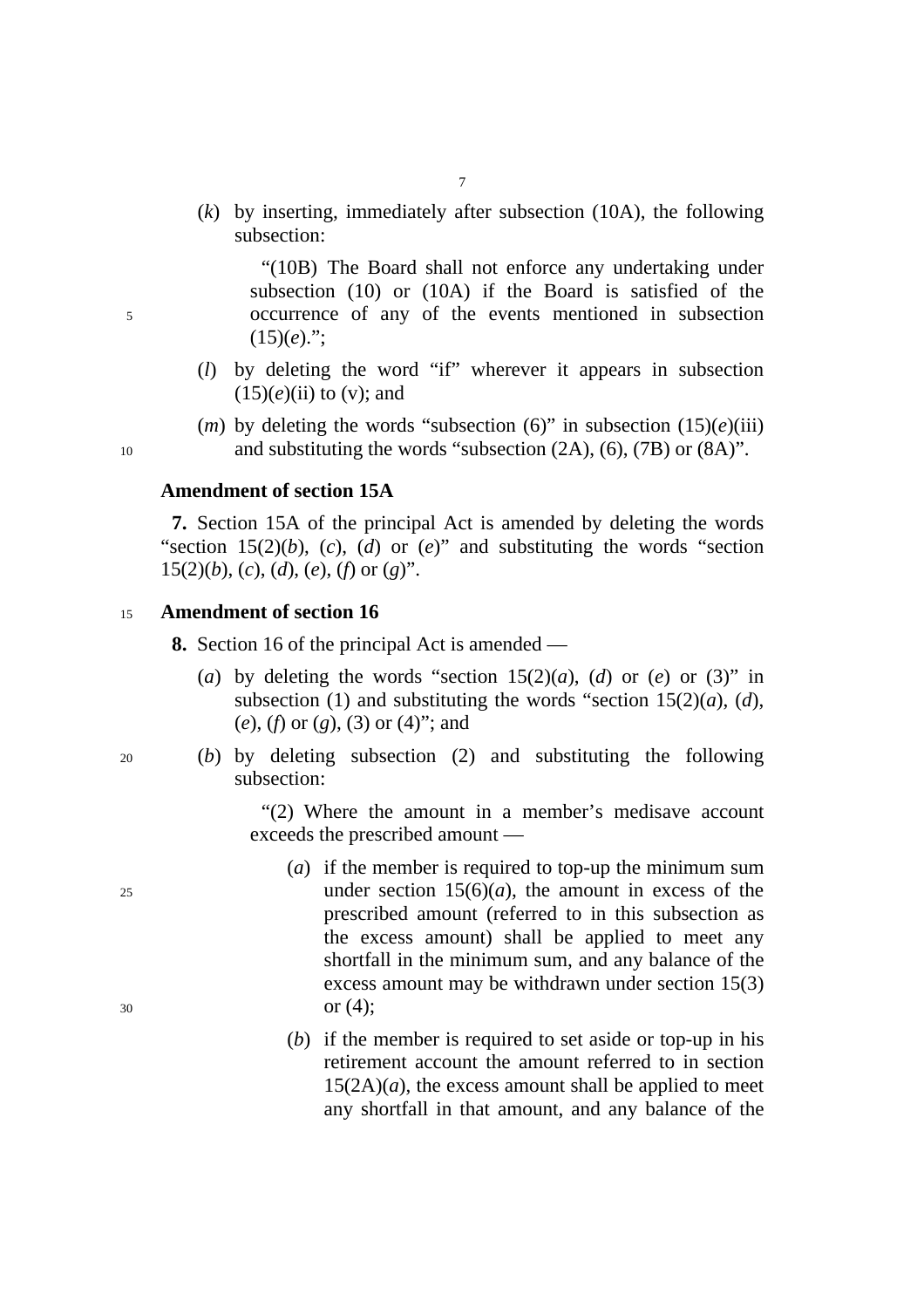(*k*) by inserting, immediately after subsection (10A), the following subsection:

"(10B) The Board shall not enforce any undertaking under subsection (10) or (10A) if the Board is satisfied of the occurrence of any of the events mentioned in subsection (15)(*e*).";

(*l*) by deleting the word "if" wherever it appears in subsection (15)(*e*)(ii) to (v); and

(*m*) by deleting the words "subsection (6)" in subsection (15)(*e*)(iii) and substituting the words "subsection (2A), (6), (7B) or (8A)".

### Amendment of section 15A

**7.** Section 15A of the principal Act is amended by deleting the words "section 15(2)(*b*), (*c*), (*d*) or (*e*)" and substituting the words "section 15(2)(*b*), (*c*), (*d*), (*e*), (*f*) or (*g*)".

### Amendment of section 16

**8.** Section 16 of the principal Act is amended —

(*a*) by deleting the words "section 15(2)(*a*), (*d*) or (*e*) or (3)" in subsection (1) and substituting the words "section 15(2)(*a*), (*d*), (*e*), (*f*) or (*g*), (3) or (4)"; and

(*b*) by deleting subsection (2) and substituting the following subsection:

"(2) Where the amount in a member's medisave account exceeds the prescribed amount —

(*a*) if the member is required to top-up the minimum sum under section 15(6)(*a*), the amount in excess of the prescribed amount (referred to in this subsection as the excess amount) shall be applied to meet any shortfall in the minimum sum, and any balance of the excess amount may be withdrawn under section 15(3) or (4);

(*b*) if the member is required to set aside or top-up in his retirement account the amount referred to in section 15(2A)(*a*), the excess amount shall be applied to meet any shortfall in that amount, and any balance of the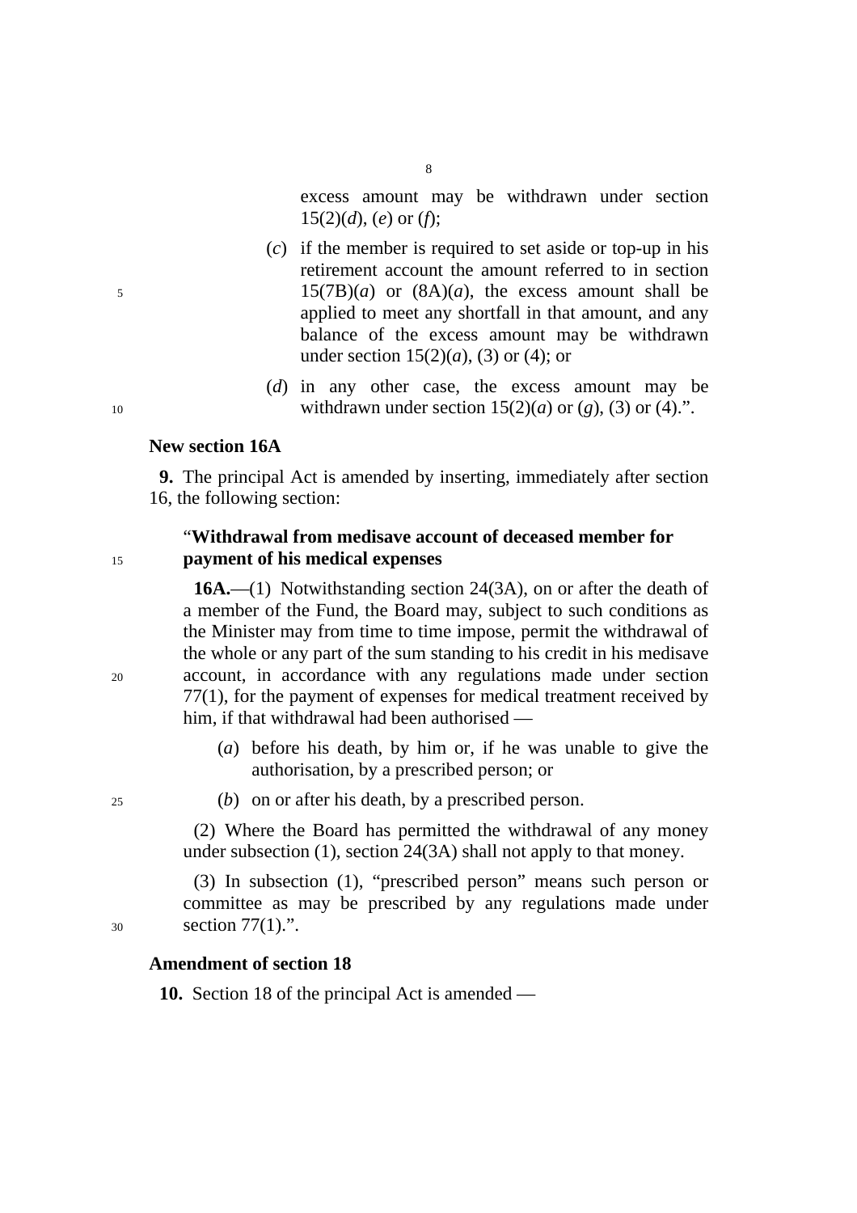excess amount may be withdrawn under section 15(2)(*d*), (*e*) or (*f*);

(*c*) if the member is required to set aside or top-up in his retirement account the amount referred to in section 15(7B)(*a*) or (8A)(*a*), the excess amount shall be applied to meet any shortfall in that amount, and any balance of the excess amount may be withdrawn under section 15(2)(*a*), (3) or (4); or

(*d*) in any other case, the excess amount may be withdrawn under section 15(2)(*a*) or (*g*), (3) or (4).".

**New section 16A**

**9.** The principal Act is amended by inserting, immediately after section 16, the following section:

"**Withdrawal from medisave account of deceased member for payment of his medical expenses**

**16A.**—(1) Notwithstanding section 24(3A), on or after the death of a member of the Fund, the Board may, subject to such conditions as the Minister may from time to time impose, permit the withdrawal of the whole or any part of the sum standing to his credit in his medisave account, in accordance with any regulations made under section 77(1), for the payment of expenses for medical treatment received by him, if that withdrawal had been authorised —

(*a*) before his death, by him or, if he was unable to give the authorisation, by a prescribed person; or

(*b*) on or after his death, by a prescribed person.

(2) Where the Board has permitted the withdrawal of any money under subsection (1), section 24(3A) shall not apply to that money.

(3) In subsection (1), "prescribed person" means such person or committee as may be prescribed by any regulations made under section 77(1).".

**Amendment of section 18**

**10.** Section 18 of the principal Act is amended —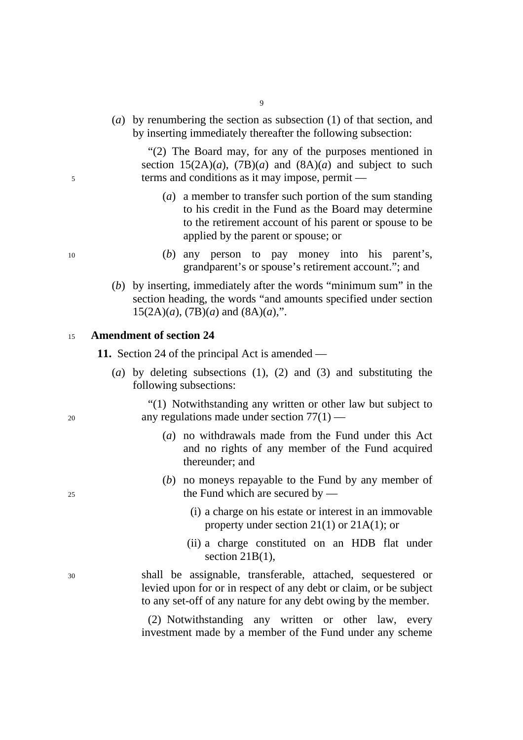(*a*) by renumbering the section as subsection (1) of that section, and by inserting immediately thereafter the following subsection:

"(2) The Board may, for any of the purposes mentioned in section 15(2A)(*a*), (7B)(*a*) and (8A)(*a*) and subject to such terms and conditions as it may impose, permit —

(*a*) a member to transfer such portion of the sum standing to his credit in the Fund as the Board may determine to the retirement account of his parent or spouse to be applied by the parent or spouse; or

(*b*) any person to pay money into his parent's, grandparent's or spouse's retirement account."; and

(*b*) by inserting, immediately after the words "minimum sum" in the section heading, the words "and amounts specified under section 15(2A)(*a*), (7B)(*a*) and (8A)(*a*),".

**Amendment of section 24**

**11.** Section 24 of the principal Act is amended —

(*a*) by deleting subsections (1), (2) and (3) and substituting the following subsections:

"(1) Notwithstanding any written or other law but subject to any regulations made under section 77(1) —

(*a*) no withdrawals made from the Fund under this Act and no rights of any member of the Fund acquired thereunder; and

(*b*) no moneys repayable to the Fund by any member of the Fund which are secured by —

(i) a charge on his estate or interest in an immovable property under section 21(1) or 21A(1); or

(ii) a charge constituted on an HDB flat under section 21B(1),

shall be assignable, transferable, attached, sequestered or levied upon for or in respect of any debt or claim, or be subject to any set-off of any nature for any debt owing by the member.

(2) Notwithstanding any written or other law, every investment made by a member of the Fund under any scheme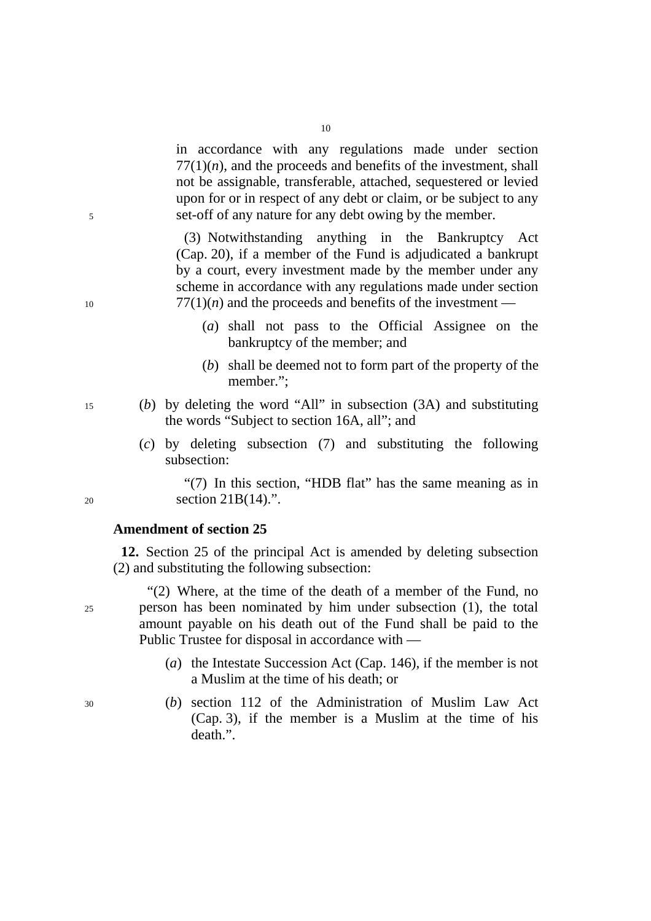in accordance with any regulations made under section 77(1)(*n*), and the proceeds and benefits of the investment, shall not be assignable, transferable, attached, sequestered or levied upon for or in respect of any debt or claim, or be subject to any set-off of any nature for any debt owing by the member.

(3) Notwithstanding anything in the Bankruptcy Act (Cap. 20), if a member of the Fund is adjudicated a bankrupt by a court, every investment made by the member under any scheme in accordance with any regulations made under section 77(1)(*n*) and the proceeds and benefits of the investment —

(*a*) shall not pass to the Official Assignee on the bankruptcy of the member; and

(*b*) shall be deemed not to form part of the property of the member.";

(*b*) by deleting the word "All" in subsection (3A) and substituting the words "Subject to section 16A, all"; and

(*c*) by deleting subsection (7) and substituting the following subsection:

"(7) In this section, "HDB flat" has the same meaning as in section 21B(14).".

**Amendment of section 25**

**12.** Section 25 of the principal Act is amended by deleting subsection (2) and substituting the following subsection:

"(2) Where, at the time of the death of a member of the Fund, no person has been nominated by him under subsection (1), the total amount payable on his death out of the Fund shall be paid to the Public Trustee for disposal in accordance with —

(*a*) the Intestate Succession Act (Cap. 146), if the member is not a Muslim at the time of his death; or

(*b*) section 112 of the Administration of Muslim Law Act (Cap. 3), if the member is a Muslim at the time of his death.".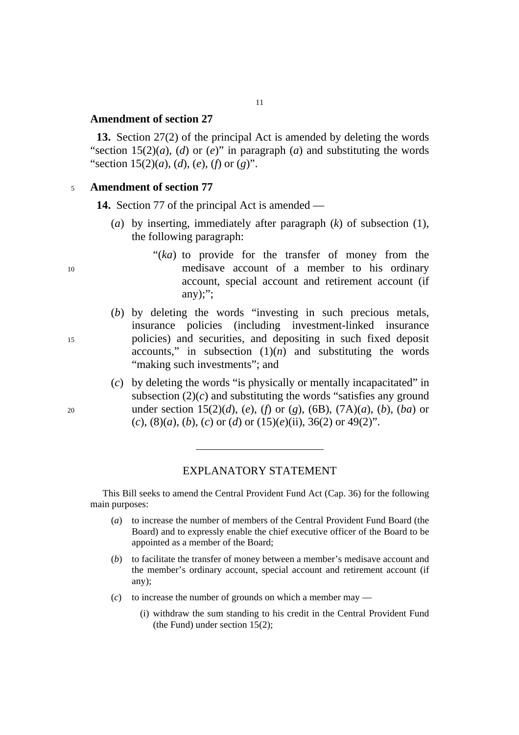**Amendment of section 27**

**13.** Section 27(2) of the principal Act is amended by deleting the words "section 15(2)(*a*), (*d*) or (*e*)" in paragraph (*a*) and substituting the words "section 15(2)(*a*), (*d*), (*e*), (*f*) or (*g*)".

**Amendment of section 77**

**14.** Section 77 of the principal Act is amended —

(*a*) by inserting, immediately after paragraph (*k*) of subsection (1), the following paragraph:

> "(*ka*) to provide for the transfer of money from the medisave account of a member to his ordinary account, special account and retirement account (if any);";

(*b*) by deleting the words "investing in such precious metals, insurance policies (including investment-linked insurance policies) and securities, and depositing in such fixed deposit accounts," in subsection (1)(*n*) and substituting the words "making such investments"; and

(*c*) by deleting the words "is physically or mentally incapacitated" in subsection (2)(*c*) and substituting the words "satisfies any ground under section 15(2)(*d*), (*e*), (*f*) or (*g*), (6B), (7A)(*a*), (*b*), (*ba*) or (*c*), (8)(*a*), (*b*), (*c*) or (*d*) or (15)(*e*)(ii), 36(2) or 49(2)".

---

EXPLANATORY STATEMENT

This Bill seeks to amend the Central Provident Fund Act (Cap. 36) for the following main purposes:

(*a*) to increase the number of members of the Central Provident Fund Board (the Board) and to expressly enable the chief executive officer of the Board to be appointed as a member of the Board;

(*b*) to facilitate the transfer of money between a member's medisave account and the member's ordinary account, special account and retirement account (if any);

(*c*) to increase the number of grounds on which a member may —

(i) withdraw the sum standing to his credit in the Central Provident Fund (the Fund) under section 15(2);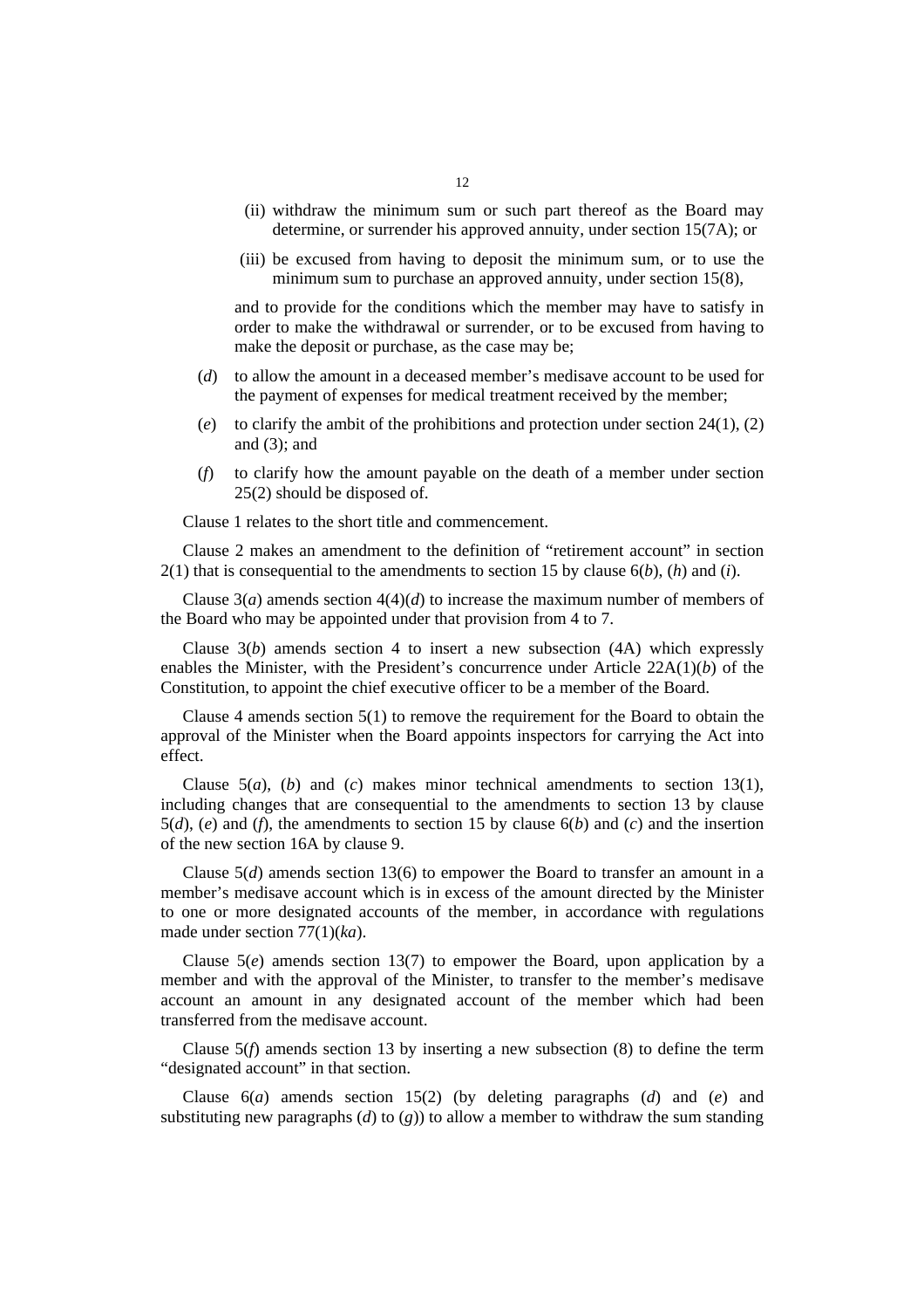(ii) withdraw the minimum sum or such part thereof as the Board may determine, or surrender his approved annuity, under section 15(7A); or

(iii) be excused from having to deposit the minimum sum, or to use the minimum sum to purchase an approved annuity, under section 15(8),

and to provide for the conditions which the member may have to satisfy in order to make the withdrawal or surrender, or to be excused from having to make the deposit or purchase, as the case may be;

(*d*) to allow the amount in a deceased member's medisave account to be used for the payment of expenses for medical treatment received by the member;

(*e*) to clarify the ambit of the prohibitions and protection under section 24(1), (2) and (3); and

(*f*) to clarify how the amount payable on the death of a member under section 25(2) should be disposed of.

Clause 1 relates to the short title and commencement.

Clause 2 makes an amendment to the definition of "retirement account" in section 2(1) that is consequential to the amendments to section 15 by clause 6(*b*), (*h*) and (*i*).

Clause 3(*a*) amends section 4(4)(*d*) to increase the maximum number of members of the Board who may be appointed under that provision from 4 to 7.

Clause 3(*b*) amends section 4 to insert a new subsection (4A) which expressly enables the Minister, with the President's concurrence under Article 22A(1)(*b*) of the Constitution, to appoint the chief executive officer to be a member of the Board.

Clause 4 amends section 5(1) to remove the requirement for the Board to obtain the approval of the Minister when the Board appoints inspectors for carrying the Act into effect.

Clause 5(*a*), (*b*) and (*c*) makes minor technical amendments to section 13(1), including changes that are consequential to the amendments to section 13 by clause 5(*d*), (*e*) and (*f*), the amendments to section 15 by clause 6(*b*) and (*c*) and the insertion of the new section 16A by clause 9.

Clause 5(*d*) amends section 13(6) to empower the Board to transfer an amount in a member's medisave account which is in excess of the amount directed by the Minister to one or more designated accounts of the member, in accordance with regulations made under section 77(1)(*ka*).

Clause 5(*e*) amends section 13(7) to empower the Board, upon application by a member and with the approval of the Minister, to transfer to the member's medisave account an amount in any designated account of the member which had been transferred from the medisave account.

Clause 5(*f*) amends section 13 by inserting a new subsection (8) to define the term "designated account" in that section.

Clause 6(*a*) amends section 15(2) (by deleting paragraphs (*d*) and (*e*) and substituting new paragraphs (*d*) to (*g*)) to allow a member to withdraw the sum standing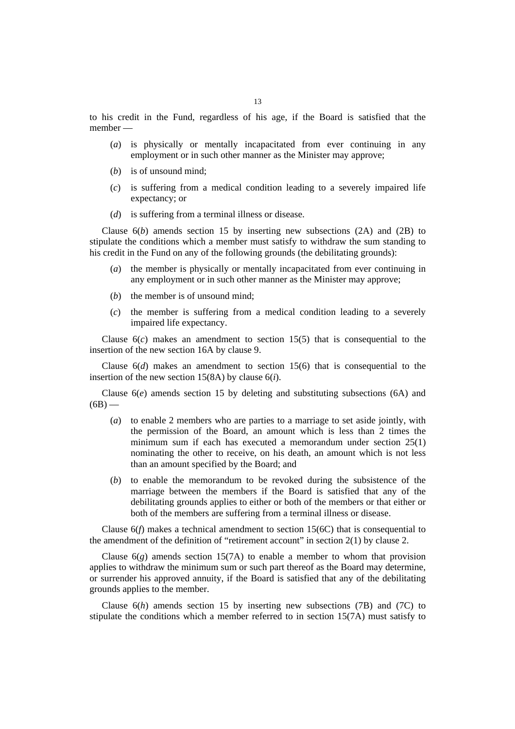to his credit in the Fund, regardless of his age, if the Board is satisfied that the member —

- (*a*) is physically or mentally incapacitated from ever continuing in any employment or in such other manner as the Minister may approve;
- (*b*) is of unsound mind;
- (*c*) is suffering from a medical condition leading to a severely impaired life expectancy; or
- (*d*) is suffering from a terminal illness or disease.

Clause 6(*b*) amends section 15 by inserting new subsections (2A) and (2B) to stipulate the conditions which a member must satisfy to withdraw the sum standing to his credit in the Fund on any of the following grounds (the debilitating grounds):

- (*a*) the member is physically or mentally incapacitated from ever continuing in any employment or in such other manner as the Minister may approve;
- (*b*) the member is of unsound mind;
- (*c*) the member is suffering from a medical condition leading to a severely impaired life expectancy.

Clause 6(*c*) makes an amendment to section 15(5) that is consequential to the insertion of the new section 16A by clause 9.

Clause 6(*d*) makes an amendment to section 15(6) that is consequential to the insertion of the new section 15(8A) by clause 6(*i*).

Clause 6(*e*) amends section 15 by deleting and substituting subsections (6A) and (6B) —

- (*a*) to enable 2 members who are parties to a marriage to set aside jointly, with the permission of the Board, an amount which is less than 2 times the minimum sum if each has executed a memorandum under section 25(1) nominating the other to receive, on his death, an amount which is not less than an amount specified by the Board; and
- (*b*) to enable the memorandum to be revoked during the subsistence of the marriage between the members if the Board is satisfied that any of the debilitating grounds applies to either or both of the members or that either or both of the members are suffering from a terminal illness or disease.

Clause 6(*f*) makes a technical amendment to section 15(6C) that is consequential to the amendment of the definition of "retirement account" in section 2(1) by clause 2.

Clause 6(*g*) amends section 15(7A) to enable a member to whom that provision applies to withdraw the minimum sum or such part thereof as the Board may determine, or surrender his approved annuity, if the Board is satisfied that any of the debilitating grounds applies to the member.

Clause 6(*h*) amends section 15 by inserting new subsections (7B) and (7C) to stipulate the conditions which a member referred to in section 15(7A) must satisfy to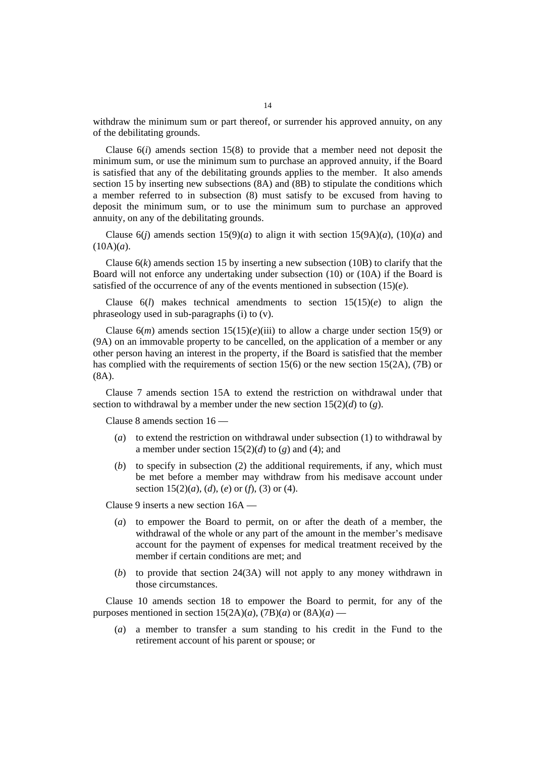withdraw the minimum sum or part thereof, or surrender his approved annuity, on any of the debilitating grounds.

Clause 6(*i*) amends section 15(8) to provide that a member need not deposit the minimum sum, or use the minimum sum to purchase an approved annuity, if the Board is satisfied that any of the debilitating grounds applies to the member. It also amends section 15 by inserting new subsections (8A) and (8B) to stipulate the conditions which a member referred to in subsection (8) must satisfy to be excused from having to deposit the minimum sum, or to use the minimum sum to purchase an approved annuity, on any of the debilitating grounds.

Clause 6(*j*) amends section 15(9)(*a*) to align it with section 15(9A)(*a*), (10)(*a*) and (10A)(*a*).

Clause 6(*k*) amends section 15 by inserting a new subsection (10B) to clarify that the Board will not enforce any undertaking under subsection (10) or (10A) if the Board is satisfied of the occurrence of any of the events mentioned in subsection (15)(*e*).

Clause 6(*l*) makes technical amendments to section 15(15)(*e*) to align the phraseology used in sub-paragraphs (i) to (v).

Clause 6(*m*) amends section 15(15)(*e*)(iii) to allow a charge under section 15(9) or (9A) on an immovable property to be cancelled, on the application of a member or any other person having an interest in the property, if the Board is satisfied that the member has complied with the requirements of section 15(6) or the new section 15(2A), (7B) or (8A).

Clause 7 amends section 15A to extend the restriction on withdrawal under that section to withdrawal by a member under the new section 15(2)(*d*) to (*g*).

Clause 8 amends section 16 —

(*a*) to extend the restriction on withdrawal under subsection (1) to withdrawal by a member under section 15(2)(*d*) to (*g*) and (4); and

(*b*) to specify in subsection (2) the additional requirements, if any, which must be met before a member may withdraw from his medisave account under section 15(2)(*a*), (*d*), (*e*) or (*f*), (3) or (4).

Clause 9 inserts a new section 16A —

(*a*) to empower the Board to permit, on or after the death of a member, the withdrawal of the whole or any part of the amount in the member's medisave account for the payment of expenses for medical treatment received by the member if certain conditions are met; and

(*b*) to provide that section 24(3A) will not apply to any money withdrawn in those circumstances.

Clause 10 amends section 18 to empower the Board to permit, for any of the purposes mentioned in section 15(2A)(*a*), (7B)(*a*) or (8A)(*a*) —

(*a*) a member to transfer a sum standing to his credit in the Fund to the retirement account of his parent or spouse; or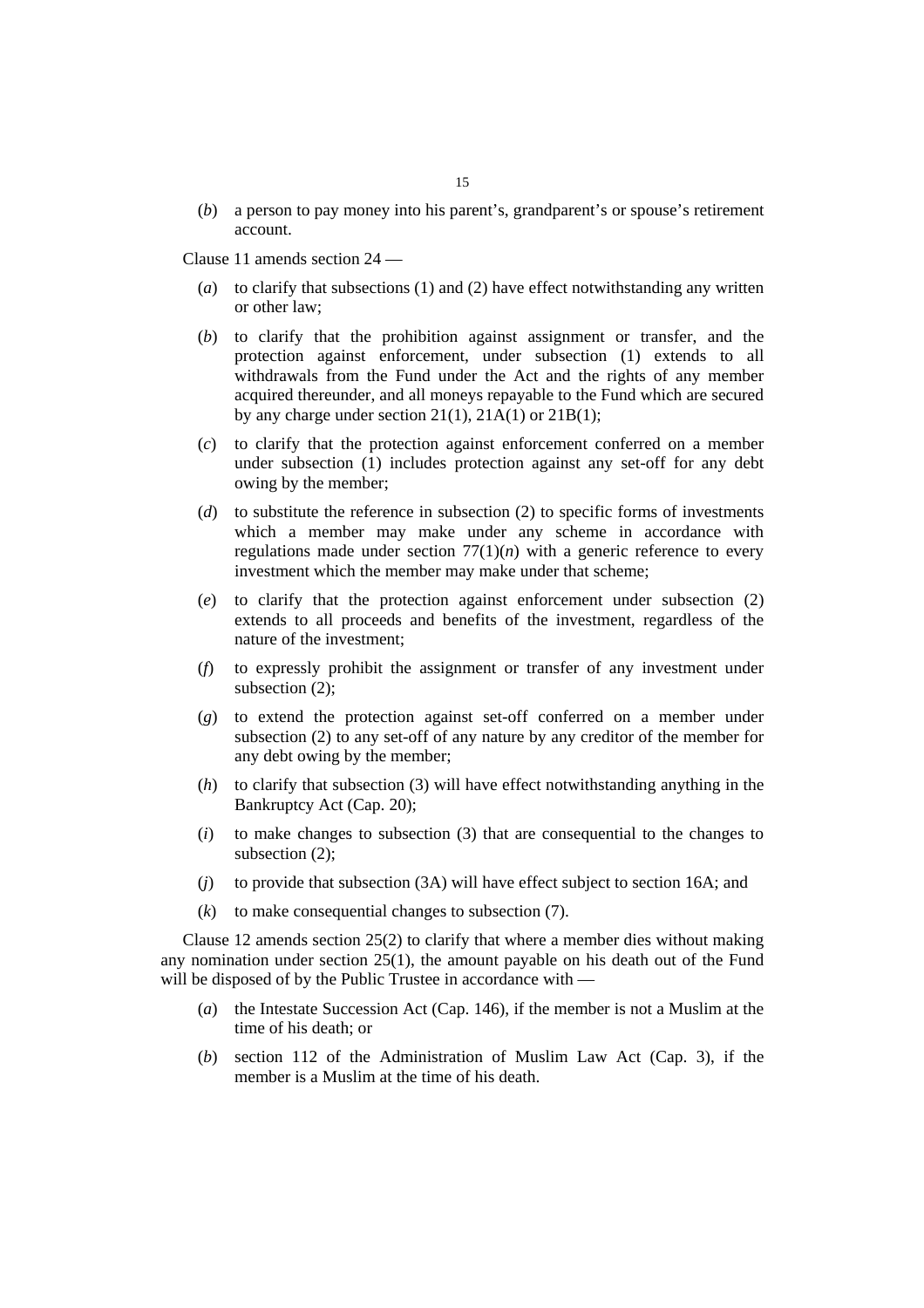(*b*) a person to pay money into his parent's, grandparent's or spouse's retirement account.

Clause 11 amends section 24 —

(*a*) to clarify that subsections (1) and (2) have effect notwithstanding any written or other law;

(*b*) to clarify that the prohibition against assignment or transfer, and the protection against enforcement, under subsection (1) extends to all withdrawals from the Fund under the Act and the rights of any member acquired thereunder, and all moneys repayable to the Fund which are secured by any charge under section 21(1), 21A(1) or 21B(1);

(*c*) to clarify that the protection against enforcement conferred on a member under subsection (1) includes protection against any set-off for any debt owing by the member;

(*d*) to substitute the reference in subsection (2) to specific forms of investments which a member may make under any scheme in accordance with regulations made under section 77(1)(*n*) with a generic reference to every investment which the member may make under that scheme;

(*e*) to clarify that the protection against enforcement under subsection (2) extends to all proceeds and benefits of the investment, regardless of the nature of the investment;

(*f*) to expressly prohibit the assignment or transfer of any investment under subsection (2);

(*g*) to extend the protection against set-off conferred on a member under subsection (2) to any set-off of any nature by any creditor of the member for any debt owing by the member;

(*h*) to clarify that subsection (3) will have effect notwithstanding anything in the Bankruptcy Act (Cap. 20);

(*i*) to make changes to subsection (3) that are consequential to the changes to subsection (2);

(*j*) to provide that subsection (3A) will have effect subject to section 16A; and

(*k*) to make consequential changes to subsection (7).

Clause 12 amends section 25(2) to clarify that where a member dies without making any nomination under section 25(1), the amount payable on his death out of the Fund will be disposed of by the Public Trustee in accordance with —

(*a*) the Intestate Succession Act (Cap. 146), if the member is not a Muslim at the time of his death; or

(*b*) section 112 of the Administration of Muslim Law Act (Cap. 3), if the member is a Muslim at the time of his death.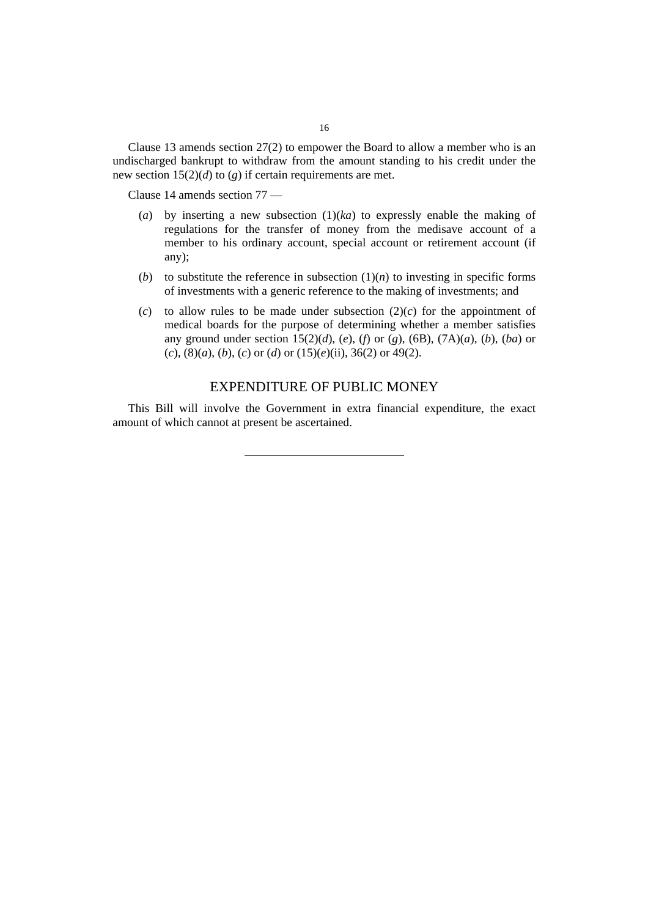Clause 13 amends section 27(2) to empower the Board to allow a member who is an undischarged bankrupt to withdraw from the amount standing to his credit under the new section 15(2)(*d*) to (*g*) if certain requirements are met.

Clause 14 amends section 77 —

(*a*) by inserting a new subsection (1)(*ka*) to expressly enable the making of regulations for the transfer of money from the medisave account of a member to his ordinary account, special account or retirement account (if any);

(*b*) to substitute the reference in subsection (1)(*n*) to investing in specific forms of investments with a generic reference to the making of investments; and

(*c*) to allow rules to be made under subsection (2)(*c*) for the appointment of medical boards for the purpose of determining whether a member satisfies any ground under section 15(2)(*d*), (*e*), (*f*) or (*g*), (6B), (7A)(*a*), (*b*), (*ba*) or (*c*), (8)(*a*), (*b*), (*c*) or (*d*) or (15)(*e*)(ii), 36(2) or 49(2).

## EXPENDITURE OF PUBLIC MONEY

This Bill will involve the Government in extra financial expenditure, the exact amount of which cannot at present be ascertained.